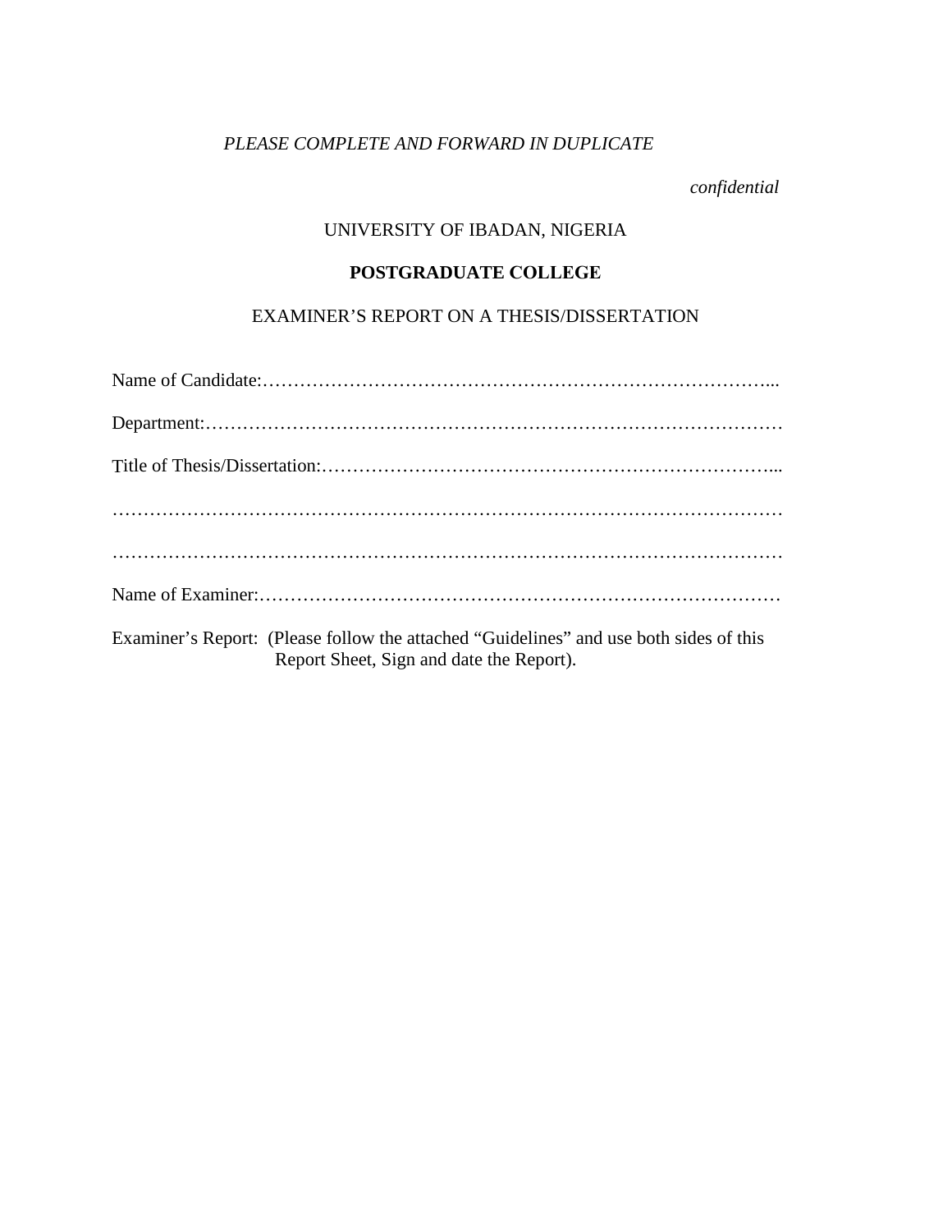*PLEASE COMPLETE AND FORWARD IN DUPLICATE*

*confidential*

UNIVERSITY OF IBADAN, NIGERIA

**POSTGRADUATE COLLEGE**

EXAMINER'S REPORT ON A THESIS/DISSERTATION

Name of Candidate:………………………………………………………………………...

Department:…………………………………………………………………………………

Title of Thesis/Dissertation:………………………………………………………………...

……………………………………………………………………………………………….

……………………………………………………………………………………………….

Name of Examiner:…………………………………………………………………………

Examiner's Report: (Please follow the attached "Guidelines" and use both sides of this Report Sheet, Sign and date the Report).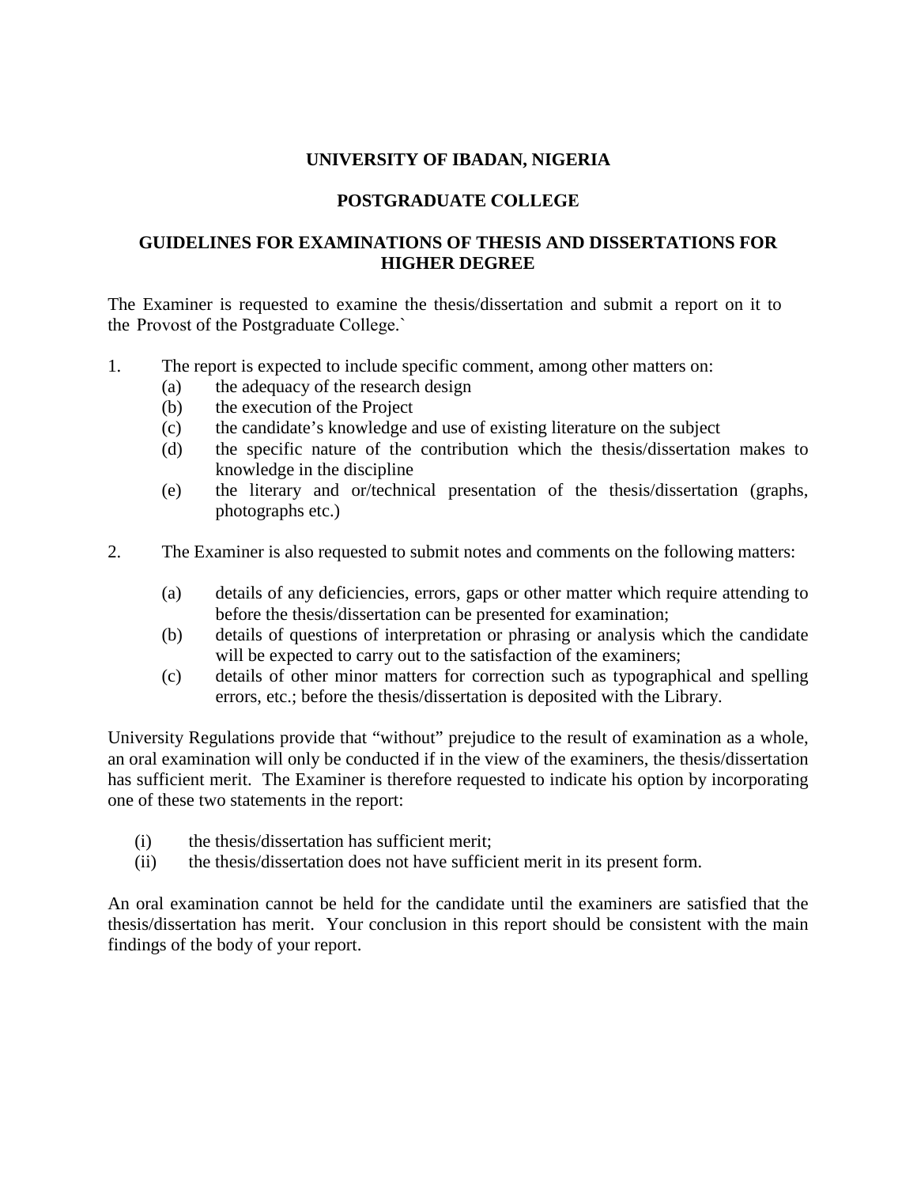**UNIVERSITY OF IBADAN, NIGERIA**

**POSTGRADUATE COLLEGE**

**GUIDELINES FOR EXAMINATIONS OF THESIS AND DISSERTATIONS FOR HIGHER DEGREE**

The Examiner is requested to examine the thesis/dissertation and submit a report on it to the Provost of the Postgraduate College.`

1. The report is expected to include specific comment, among other matters on:
   - (a) the adequacy of the research design
   - (b) the execution of the Project
   - (c) the candidate's knowledge and use of existing literature on the subject
   - (d) the specific nature of the contribution which the thesis/dissertation makes to knowledge in the discipline
   - (e) the literary and or/technical presentation of the thesis/dissertation (graphs, photographs etc.)

2. The Examiner is also requested to submit notes and comments on the following matters:
   - (a) details of any deficiencies, errors, gaps or other matter which require attending to before the thesis/dissertation can be presented for examination;
   - (b) details of questions of interpretation or phrasing or analysis which the candidate will be expected to carry out to the satisfaction of the examiners;
   - (c) details of other minor matters for correction such as typographical and spelling errors, etc.; before the thesis/dissertation is deposited with the Library.

University Regulations provide that "without" prejudice to the result of examination as a whole, an oral examination will only be conducted if in the view of the examiners, the thesis/dissertation has sufficient merit. The Examiner is therefore requested to indicate his option by incorporating one of these two statements in the report:

- (i) the thesis/dissertation has sufficient merit;
- (ii) the thesis/dissertation does not have sufficient merit in its present form.

An oral examination cannot be held for the candidate until the examiners are satisfied that the thesis/dissertation has merit. Your conclusion in this report should be consistent with the main findings of the body of your report.